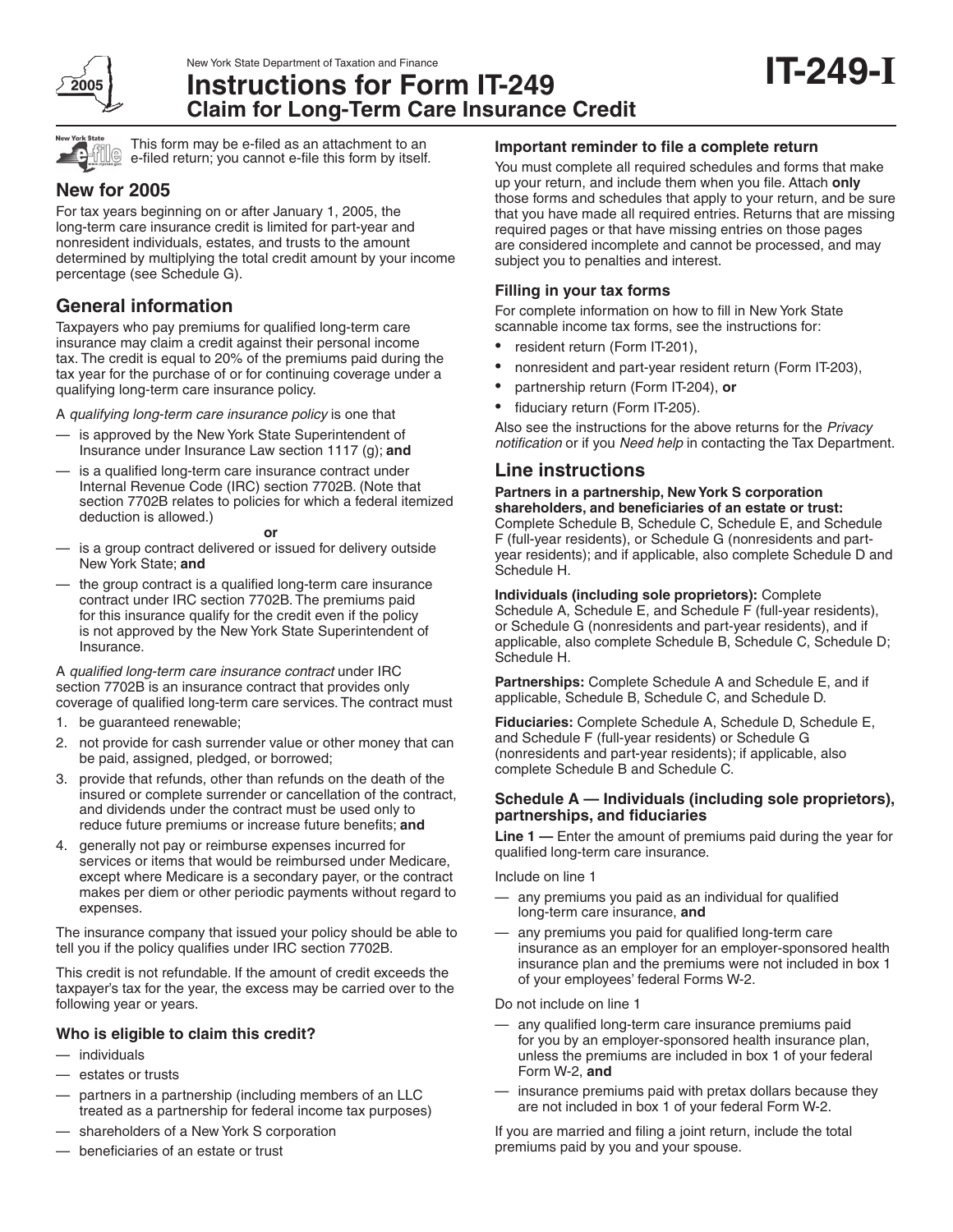New York State Department of Taxation and Finance

# Instructions for Form IT-249
## Claim for Long-Term Care Insurance Credit

**IT-249-I**

2005

This form may be e-filed as an attachment to an e-filed return; you cannot e-file this form by itself.

## New for 2005

For tax years beginning on or after January 1, 2005, the long-term care insurance credit is limited for part-year and nonresident individuals, estates, and trusts to the amount determined by multiplying the total credit amount by your income percentage (see Schedule G).

## General information

Taxpayers who pay premiums for qualified long-term care insurance may claim a credit against their personal income tax. The credit is equal to 20% of the premiums paid during the tax year for the purchase of or for continuing coverage under a qualifying long-term care insurance policy.

A *qualifying long-term care insurance policy* is one that

— is approved by the New York State Superintendent of Insurance under Insurance Law section 1117 (g); **and**

— is a qualified long-term care insurance contract under Internal Revenue Code (IRC) section 7702B. (Note that section 7702B relates to policies for which a federal itemized deduction is allowed.)

**or**

— is a group contract delivered or issued for delivery outside New York State; **and**

— the group contract is a qualified long-term care insurance contract under IRC section 7702B. The premiums paid for this insurance qualify for the credit even if the policy is not approved by the New York State Superintendent of Insurance.

A *qualified long-term care insurance contract* under IRC section 7702B is an insurance contract that provides only coverage of qualified long-term care services. The contract must

1. be guaranteed renewable;
2. not provide for cash surrender value or other money that can be paid, assigned, pledged, or borrowed;
3. provide that refunds, other than refunds on the death of the insured or complete surrender or cancellation of the contract, and dividends under the contract must be used only to reduce future premiums or increase future benefits; **and**
4. generally not pay or reimburse expenses incurred for services or items that would be reimbursed under Medicare, except where Medicare is a secondary payer, or the contract makes per diem or other periodic payments without regard to expenses.

The insurance company that issued your policy should be able to tell you if the policy qualifies under IRC section 7702B.

This credit is not refundable. If the amount of credit exceeds the taxpayer's tax for the year, the excess may be carried over to the following year or years.

### Who is eligible to claim this credit?

— individuals
— estates or trusts
— partners in a partnership (including members of an LLC treated as a partnership for federal income tax purposes)
— shareholders of a New York S corporation
— beneficiaries of an estate or trust

### Important reminder to file a complete return

You must complete all required schedules and forms that make up your return, and include them when you file. Attach **only** those forms and schedules that apply to your return, and be sure that you have made all required entries. Returns that are missing required pages or that have missing entries on those pages are considered incomplete and cannot be processed, and may subject you to penalties and interest.

### Filling in your tax forms

For complete information on how to fill in New York State scannable income tax forms, see the instructions for:

- resident return (Form IT-201),
- nonresident and part-year resident return (Form IT-203),
- partnership return (Form IT-204), **or**
- fiduciary return (Form IT-205).

Also see the instructions for the above returns for the *Privacy notification* or if you *Need help* in contacting the Tax Department.

## Line instructions

**Partners in a partnership, New York S corporation shareholders, and beneficiaries of an estate or trust:** Complete Schedule B, Schedule C, Schedule E, and Schedule F (full-year residents), or Schedule G (nonresidents and part-year residents); and if applicable, also complete Schedule D and Schedule H.

**Individuals (including sole proprietors):** Complete Schedule A, Schedule E, and Schedule F (full-year residents), or Schedule G (nonresidents and part-year residents), and if applicable, also complete Schedule B, Schedule C, Schedule D; Schedule H.

**Partnerships:** Complete Schedule A and Schedule E, and if applicable, Schedule B, Schedule C, and Schedule D.

**Fiduciaries:** Complete Schedule A, Schedule D, Schedule E, and Schedule F (full-year residents) or Schedule G (nonresidents and part-year residents); if applicable, also complete Schedule B and Schedule C.

### Schedule A — Individuals (including sole proprietors), partnerships, and fiduciaries

**Line 1 —** Enter the amount of premiums paid during the year for qualified long-term care insurance.

Include on line 1

— any premiums you paid as an individual for qualified long-term care insurance, **and**

— any premiums you paid for qualified long-term care insurance as an employer for an employer-sponsored health insurance plan and the premiums were not included in box 1 of your employees' federal Forms W-2.

Do not include on line 1

— any qualified long-term care insurance premiums paid for you by an employer-sponsored health insurance plan, unless the premiums are included in box 1 of your federal Form W-2, **and**

— insurance premiums paid with pretax dollars because they are not included in box 1 of your federal Form W-2.

If you are married and filing a joint return, include the total premiums paid by you and your spouse.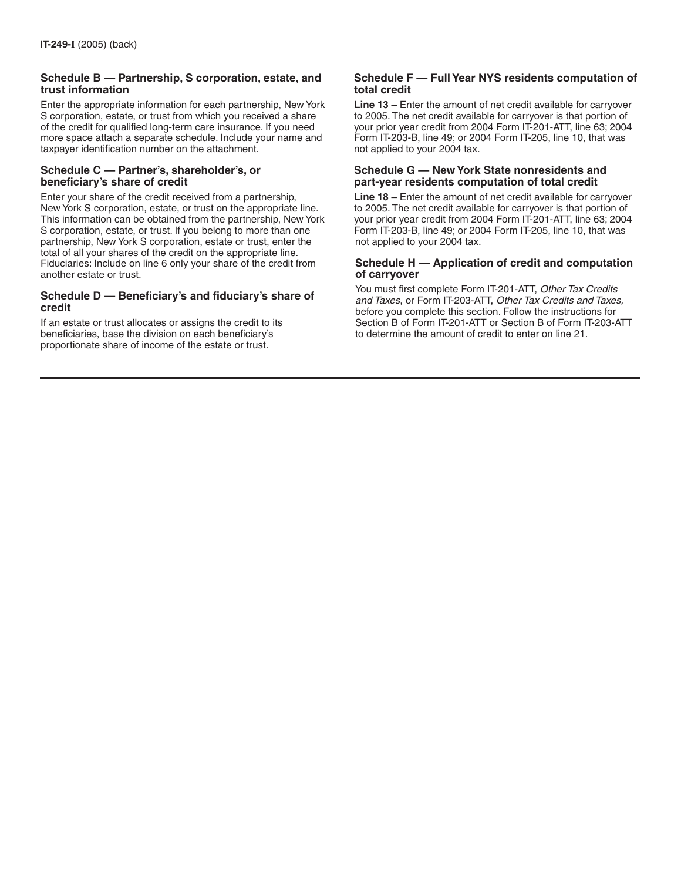### Schedule B — Partnership, S corporation, estate, and trust information

Enter the appropriate information for each partnership, New York S corporation, estate, or trust from which you received a share of the credit for qualified long-term care insurance. If you need more space attach a separate schedule. Include your name and taxpayer identification number on the attachment.

### Schedule C — Partner's, shareholder's, or beneficiary's share of credit

Enter your share of the credit received from a partnership, New York S corporation, estate, or trust on the appropriate line. This information can be obtained from the partnership, New York S corporation, estate, or trust. If you belong to more than one partnership, New York S corporation, estate or trust, enter the total of all your shares of the credit on the appropriate line. Fiduciaries: Include on line 6 only your share of the credit from another estate or trust.

### Schedule D — Beneficiary's and fiduciary's share of credit

If an estate or trust allocates or assigns the credit to its beneficiaries, base the division on each beneficiary's proportionate share of income of the estate or trust.

### Schedule F — Full Year NYS residents computation of total credit

**Line 13 –** Enter the amount of net credit available for carryover to 2005. The net credit available for carryover is that portion of your prior year credit from 2004 Form IT-201-ATT, line 63; 2004 Form IT-203-B, line 49; or 2004 Form IT-205, line 10, that was not applied to your 2004 tax.

### Schedule G — New York State nonresidents and part-year residents computation of total credit

**Line 18 –** Enter the amount of net credit available for carryover to 2005. The net credit available for carryover is that portion of your prior year credit from 2004 Form IT-201-ATT, line 63; 2004 Form IT-203-B, line 49; or 2004 Form IT-205, line 10, that was not applied to your 2004 tax.

### Schedule H — Application of credit and computation of carryover

You must first complete Form IT-201-ATT, *Other Tax Credits and Taxes*, or Form IT-203-ATT, *Other Tax Credits and Taxes,* before you complete this section. Follow the instructions for Section B of Form IT-201-ATT or Section B of Form IT-203-ATT to determine the amount of credit to enter on line 21.